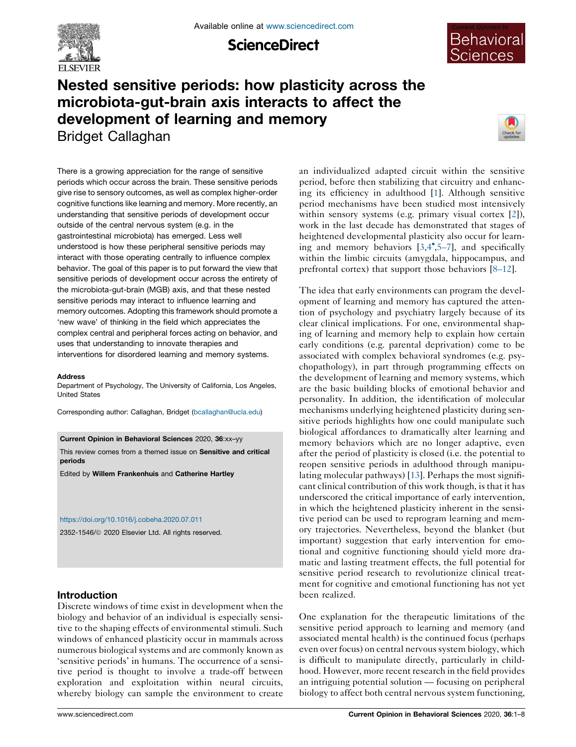# Nested sensitive periods: how plasticity across the microbiota-gut-brain axis interacts to affect the development of learning and memory

Bridget Callaghan

There is a growing appreciation for the range of sensitive periods which occur across the brain. These sensitive periods give rise to sensory outcomes, as well as complex higher-order cognitive functions like learning and memory. More recently, an understanding that sensitive periods of development occur outside of the central nervous system (e.g. in the gastrointestinal microbiota) has emerged. Less well understood is how these peripheral sensitive periods may interact with those operating centrally to influence complex behavior. The goal of this paper is to put forward the view that sensitive periods of development occur across the entirety of the microbiota-gut-brain (MGB) axis, and that these nested sensitive periods may interact to influence learning and memory outcomes. Adopting this framework should promote a 'new wave' of thinking in the field which appreciates the complex central and peripheral forces acting on behavior, and uses that understanding to innovate therapies and interventions for disordered learning and memory systems.

**Address**
Department of Psychology, The University of California, Los Angeles, United States

Corresponding author: Callaghan, Bridget (bcallaghan@ucla.edu)

**Current Opinion in Behavioral Sciences** 2020, **36**:xx–yy

This review comes from a themed issue on **Sensitive and critical periods**

Edited by **Willem Frankenhuis** and **Catherine Hartley**

https://doi.org/10.1016/j.cobeha.2020.07.011

2352-1546/© 2020 Elsevier Ltd. All rights reserved.

## Introduction

Discrete windows of time exist in development when the biology and behavior of an individual is especially sensitive to the shaping effects of environmental stimuli. Such windows of enhanced plasticity occur in mammals across numerous biological systems and are commonly known as 'sensitive periods' in humans. The occurrence of a sensitive period is thought to involve a trade-off between exploration and exploitation within neural circuits, whereby biology can sample the environment to create an individualized adapted circuit within the sensitive period, before then stabilizing that circuitry and enhancing its efficiency in adulthood [1]. Although sensitive period mechanisms have been studied most intensively within sensory systems (e.g. primary visual cortex [2]), work in the last decade has demonstrated that stages of heightened developmental plasticity also occur for learning and memory behaviors [3,4•,5–7], and specifically within the limbic circuits (amygdala, hippocampus, and prefrontal cortex) that support those behaviors [8–12].

The idea that early environments can program the development of learning and memory has captured the attention of psychology and psychiatry largely because of its clear clinical implications. For one, environmental shaping of learning and memory help to explain how certain early conditions (e.g. parental deprivation) come to be associated with complex behavioral syndromes (e.g. psychopathology), in part through programming effects on the development of learning and memory systems, which are the basic building blocks of emotional behavior and personality. In addition, the identification of molecular mechanisms underlying heightened plasticity during sensitive periods highlights how one could manipulate such biological affordances to dramatically alter learning and memory behaviors which are no longer adaptive, even after the period of plasticity is closed (i.e. the potential to reopen sensitive periods in adulthood through manipulating molecular pathways) [13]. Perhaps the most significant clinical contribution of this work though, is that it has underscored the critical importance of early intervention, in which the heightened plasticity inherent in the sensitive period can be used to reprogram learning and memory trajectories. Nevertheless, beyond the blanket (but important) suggestion that early intervention for emotional and cognitive functioning should yield more dramatic and lasting treatment effects, the full potential for sensitive period research to revolutionize clinical treatment for cognitive and emotional functioning has not yet been realized.

One explanation for the therapeutic limitations of the sensitive period approach to learning and memory (and associated mental health) is the continued focus (perhaps even over focus) on central nervous system biology, which is difficult to manipulate directly, particularly in childhood. However, more recent research in the field provides an intriguing potential solution — focusing on peripheral biology to affect both central nervous system functioning,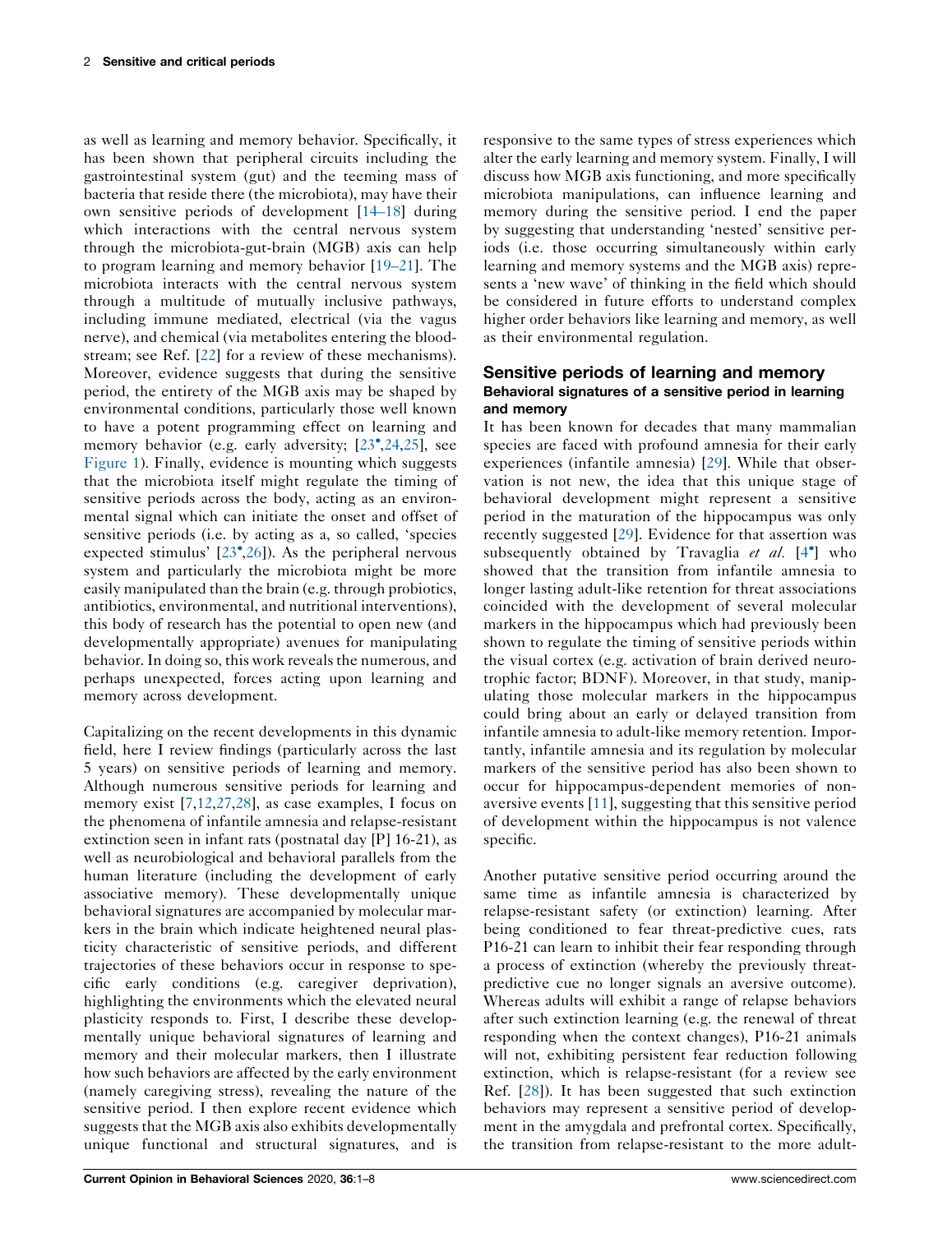as well as learning and memory behavior. Specifically, it has been shown that peripheral circuits including the gastrointestinal system (gut) and the teeming mass of bacteria that reside there (the microbiota), may have their own sensitive periods of development [14–18] during which interactions with the central nervous system through the microbiota-gut-brain (MGB) axis can help to program learning and memory behavior [19–21]. The microbiota interacts with the central nervous system through a multitude of mutually inclusive pathways, including immune mediated, electrical (via the vagus nerve), and chemical (via metabolites entering the bloodstream; see Ref. [22] for a review of these mechanisms). Moreover, evidence suggests that during the sensitive period, the entirety of the MGB axis may be shaped by environmental conditions, particularly those well known to have a potent programming effect on learning and memory behavior (e.g. early adversity; [23•,24,25], see Figure 1). Finally, evidence is mounting which suggests that the microbiota itself might regulate the timing of sensitive periods across the body, acting as an environmental signal which can initiate the onset and offset of sensitive periods (i.e. by acting as a, so called, 'species expected stimulus' [23•,26]). As the peripheral nervous system and particularly the microbiota might be more easily manipulated than the brain (e.g. through probiotics, antibiotics, environmental, and nutritional interventions), this body of research has the potential to open new (and developmentally appropriate) avenues for manipulating behavior. In doing so, this work reveals the numerous, and perhaps unexpected, forces acting upon learning and memory across development.

Capitalizing on the recent developments in this dynamic field, here I review findings (particularly across the last 5 years) on sensitive periods of learning and memory. Although numerous sensitive periods for learning and memory exist [7,12,27,28], as case examples, I focus on the phenomena of infantile amnesia and relapse-resistant extinction seen in infant rats (postnatal day [P] 16-21), as well as neurobiological and behavioral parallels from the human literature (including the development of early associative memory). These developmentally unique behavioral signatures are accompanied by molecular markers in the brain which indicate heightened neural plasticity characteristic of sensitive periods, and different trajectories of these behaviors occur in response to specific early conditions (e.g. caregiver deprivation), highlighting the environments which the elevated neural plasticity responds to. First, I describe these developmentally unique behavioral signatures of learning and memory and their molecular markers, then I illustrate how such behaviors are affected by the early environment (namely caregiving stress), revealing the nature of the sensitive period. I then explore recent evidence which suggests that the MGB axis also exhibits developmentally unique functional and structural signatures, and is responsive to the same types of stress experiences which alter the early learning and memory system. Finally, I will discuss how MGB axis functioning, and more specifically microbiota manipulations, can influence learning and memory during the sensitive period. I end the paper by suggesting that understanding 'nested' sensitive periods (i.e. those occurring simultaneously within early learning and memory systems and the MGB axis) represents a 'new wave' of thinking in the field which should be considered in future efforts to understand complex higher order behaviors like learning and memory, as well as their environmental regulation.

## Sensitive periods of learning and memory

### Behavioral signatures of a sensitive period in learning and memory

It has been known for decades that many mammalian species are faced with profound amnesia for their early experiences (infantile amnesia) [29]. While that observation is not new, the idea that this unique stage of behavioral development might represent a sensitive period in the maturation of the hippocampus was only recently suggested [29]. Evidence for that assertion was subsequently obtained by Travaglia *et al.* [4•] who showed that the transition from infantile amnesia to longer lasting adult-like retention for threat associations coincided with the development of several molecular markers in the hippocampus which had previously been shown to regulate the timing of sensitive periods within the visual cortex (e.g. activation of brain derived neurotrophic factor; BDNF). Moreover, in that study, manipulating those molecular markers in the hippocampus could bring about an early or delayed transition from infantile amnesia to adult-like memory retention. Importantly, infantile amnesia and its regulation by molecular markers of the sensitive period has also been shown to occur for hippocampus-dependent memories of non-aversive events [11], suggesting that this sensitive period of development within the hippocampus is not valence specific.

Another putative sensitive period occurring around the same time as infantile amnesia is characterized by relapse-resistant safety (or extinction) learning. After being conditioned to fear threat-predictive cues, rats P16-21 can learn to inhibit their fear responding through a process of extinction (whereby the previously threat-predictive cue no longer signals an aversive outcome). Whereas adults will exhibit a range of relapse behaviors after such extinction learning (e.g. the renewal of threat responding when the context changes), P16-21 animals will not, exhibiting persistent fear reduction following extinction, which is relapse-resistant (for a review see Ref. [28]). It has been suggested that such extinction behaviors may represent a sensitive period of development in the amygdala and prefrontal cortex. Specifically, the transition from relapse-resistant to the more adult-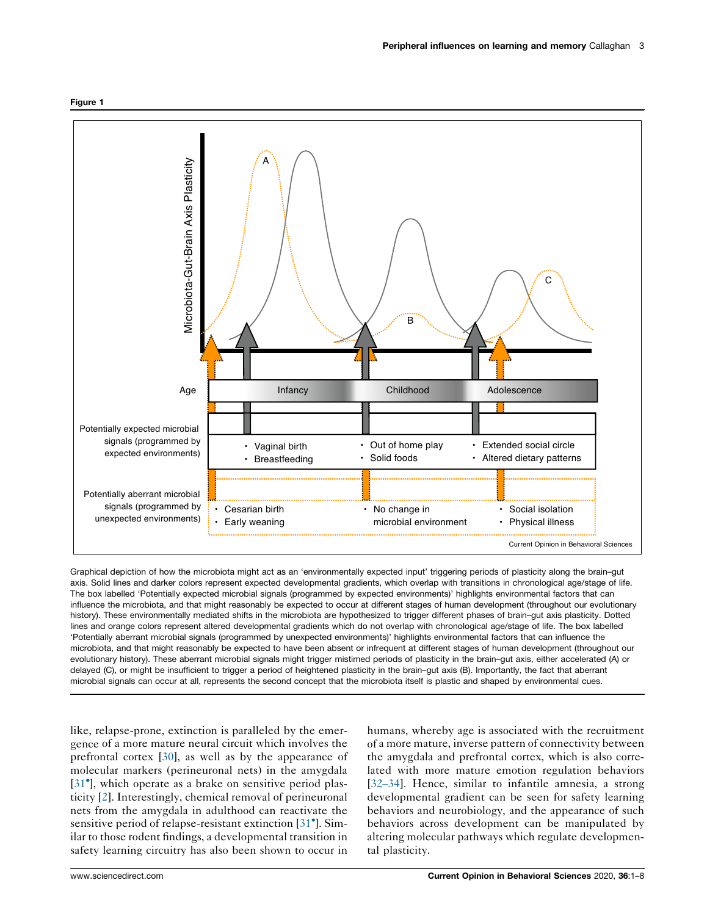**Figure 1**

Graphical depiction of how the microbiota might act as an 'environmentally expected input' triggering periods of plasticity along the brain–gut axis. Solid lines and darker colors represent expected developmental gradients, which overlap with transitions in chronological age/stage of life. The box labelled 'Potentially expected microbial signals (programmed by expected environments)' highlights environmental factors that can influence the microbiota, and that might reasonably be expected to occur at different stages of human development (throughout our evolutionary history). These environmentally mediated shifts in the microbiota are hypothesized to trigger different phases of brain–gut axis plasticity. Dotted lines and orange colors represent altered developmental gradients which do not overlap with chronological age/stage of life. The box labelled 'Potentially aberrant microbial signals (programmed by unexpected environments)' highlights environmental factors that can influence the microbiota, and that might reasonably be expected to have been absent or infrequent at different stages of human development (throughout our evolutionary history). These aberrant microbial signals might trigger mistimed periods of plasticity in the brain–gut axis, either accelerated (A) or delayed (C), or might be insufficient to trigger a period of heightened plasticity in the brain–gut axis (B). Importantly, the fact that aberrant microbial signals can occur at all, represents the second concept that the microbiota itself is plastic and shaped by environmental cues.

like, relapse-prone, extinction is paralleled by the emergence of a more mature neural circuit which involves the prefrontal cortex [30], as well as by the appearance of molecular markers (perineuronal nets) in the amygdala [31•], which operate as a brake on sensitive period plasticity [2]. Interestingly, chemical removal of perineuronal nets from the amygdala in adulthood can reactivate the sensitive period of relapse-resistant extinction [31•]. Similar to those rodent findings, a developmental transition in safety learning circuitry has also been shown to occur in humans, whereby age is associated with the recruitment of a more mature, inverse pattern of connectivity between the amygdala and prefrontal cortex, which is also correlated with more mature emotion regulation behaviors [32–34]. Hence, similar to infantile amnesia, a strong developmental gradient can be seen for safety learning behaviors and neurobiology, and the appearance of such behaviors across development can be manipulated by altering molecular pathways which regulate developmental plasticity.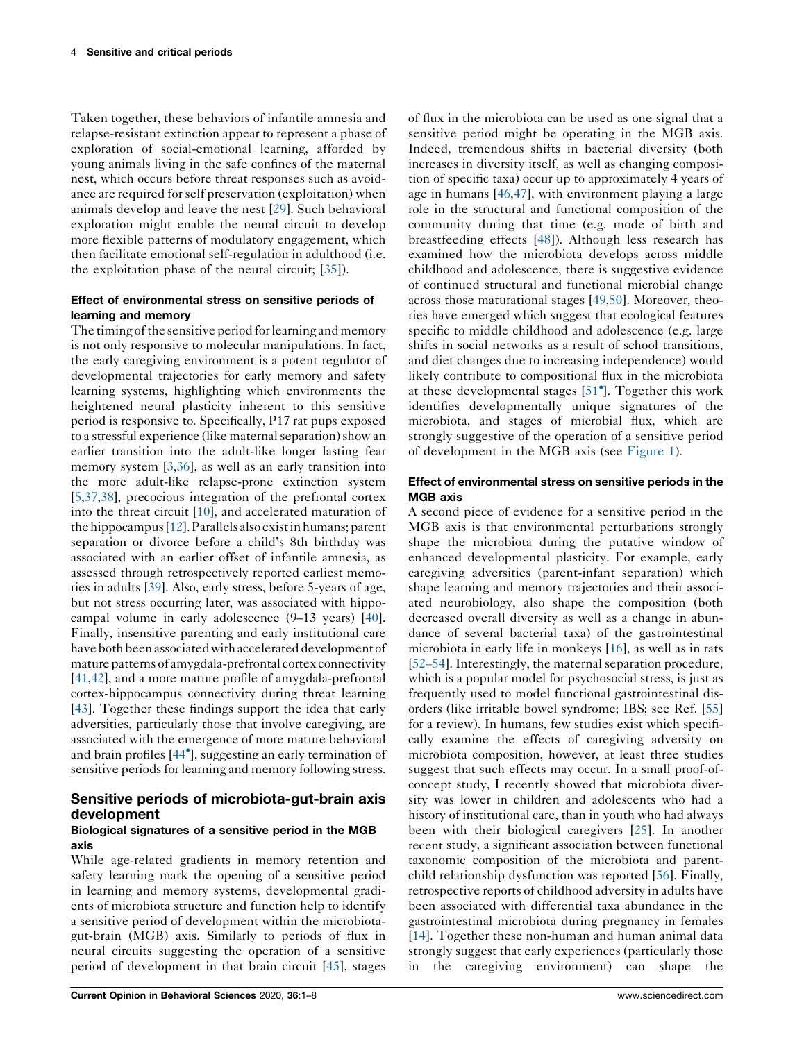Taken together, these behaviors of infantile amnesia and relapse-resistant extinction appear to represent a phase of exploration of social-emotional learning, afforded by young animals living in the safe confines of the maternal nest, which occurs before threat responses such as avoidance are required for self preservation (exploitation) when animals develop and leave the nest [29]. Such behavioral exploration might enable the neural circuit to develop more flexible patterns of modulatory engagement, which then facilitate emotional self-regulation in adulthood (i.e. the exploitation phase of the neural circuit; [35]).

### Effect of environmental stress on sensitive periods of learning and memory

The timing of the sensitive period for learning and memory is not only responsive to molecular manipulations. In fact, the early caregiving environment is a potent regulator of developmental trajectories for early memory and safety learning systems, highlighting which environments the heightened neural plasticity inherent to this sensitive period is responsive to. Specifically, P17 rat pups exposed to a stressful experience (like maternal separation) show an earlier transition into the adult-like longer lasting fear memory system [3,36], as well as an early transition into the more adult-like relapse-prone extinction system [5,37,38], precocious integration of the prefrontal cortex into the threat circuit [10], and accelerated maturation of the hippocampus [12]. Parallels also exist in humans; parent separation or divorce before a child's 8th birthday was associated with an earlier offset of infantile amnesia, as assessed through retrospectively reported earliest memories in adults [39]. Also, early stress, before 5-years of age, but not stress occurring later, was associated with hippocampal volume in early adolescence (9–13 years) [40]. Finally, insensitive parenting and early institutional care have both been associated with accelerated development of mature patterns of amygdala-prefrontal cortex connectivity [41,42], and a more mature profile of amygdala-prefrontal cortex-hippocampus connectivity during threat learning [43]. Together these findings support the idea that early adversities, particularly those that involve caregiving, are associated with the emergence of more mature behavioral and brain profiles [44•], suggesting an early termination of sensitive periods for learning and memory following stress.

## Sensitive periods of microbiota-gut-brain axis development

### Biological signatures of a sensitive period in the MGB axis

While age-related gradients in memory retention and safety learning mark the opening of a sensitive period in learning and memory systems, developmental gradients of microbiota structure and function help to identify a sensitive period of development within the microbiota-gut-brain (MGB) axis. Similarly to periods of flux in neural circuits suggesting the operation of a sensitive period of development in that brain circuit [45], stages of flux in the microbiota can be used as one signal that a sensitive period might be operating in the MGB axis. Indeed, tremendous shifts in bacterial diversity (both increases in diversity itself, as well as changing composition of specific taxa) occur up to approximately 4 years of age in humans [46,47], with environment playing a large role in the structural and functional composition of the community during that time (e.g. mode of birth and breastfeeding effects [48]). Although less research has examined how the microbiota develops across middle childhood and adolescence, there is suggestive evidence of continued structural and functional microbial change across those maturational stages [49,50]. Moreover, theories have emerged which suggest that ecological features specific to middle childhood and adolescence (e.g. large shifts in social networks as a result of school transitions, and diet changes due to increasing independence) would likely contribute to compositional flux in the microbiota at these developmental stages [51•]. Together this work identifies developmentally unique signatures of the microbiota, and stages of microbial flux, which are strongly suggestive of the operation of a sensitive period of development in the MGB axis (see Figure 1).

### Effect of environmental stress on sensitive periods in the MGB axis

A second piece of evidence for a sensitive period in the MGB axis is that environmental perturbations strongly shape the microbiota during the putative window of enhanced developmental plasticity. For example, early caregiving adversities (parent-infant separation) which shape learning and memory trajectories and their associated neurobiology, also shape the composition (both decreased overall diversity as well as a change in abundance of several bacterial taxa) of the gastrointestinal microbiota in early life in monkeys [16], as well as in rats [52–54]. Interestingly, the maternal separation procedure, which is a popular model for psychosocial stress, is just as frequently used to model functional gastrointestinal disorders (like irritable bowel syndrome; IBS; see Ref. [55] for a review). In humans, few studies exist which specifically examine the effects of caregiving adversity on microbiota composition, however, at least three studies suggest that such effects may occur. In a small proof-of-concept study, I recently showed that microbiota diversity was lower in children and adolescents who had a history of institutional care, than in youth who had always been with their biological caregivers [25]. In another recent study, a significant association between functional taxonomic composition of the microbiota and parent-child relationship dysfunction was reported [56]. Finally, retrospective reports of childhood adversity in adults have been associated with differential taxa abundance in the gastrointestinal microbiota during pregnancy in females [14]. Together these non-human and human animal data strongly suggest that early experiences (particularly those in the caregiving environment) can shape the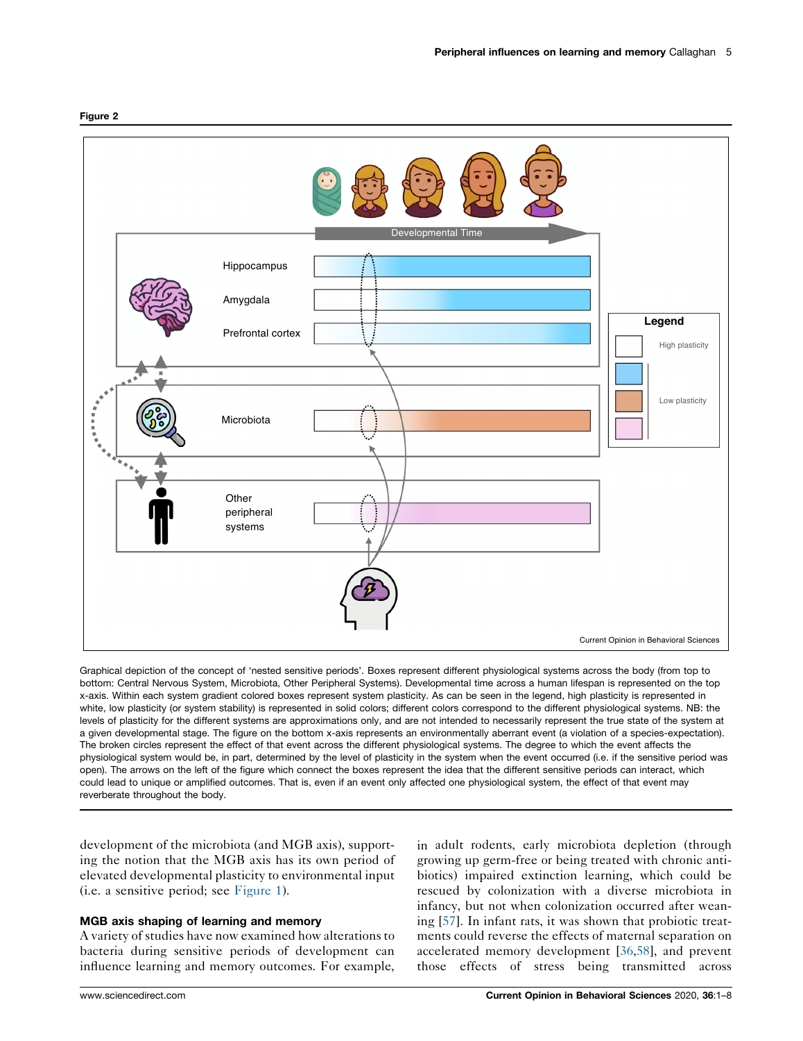Figure 2

Graphical depiction of the concept of 'nested sensitive periods'. Boxes represent different physiological systems across the body (from top to bottom: Central Nervous System, Microbiota, Other Peripheral Systems). Developmental time across a human lifespan is represented on the top x-axis. Within each system gradient colored boxes represent system plasticity. As can be seen in the legend, high plasticity is represented in white, low plasticity (or system stability) is represented in solid colors; different colors correspond to the different physiological systems. NB: the levels of plasticity for the different systems are approximations only, and are not intended to necessarily represent the true state of the system at a given developmental stage. The figure on the bottom x-axis represents an environmentally aberrant event (a violation of a species-expectation). The broken circles represent the effect of that event across the different physiological systems. The degree to which the event affects the physiological system would be, in part, determined by the level of plasticity in the system when the event occurred (i.e. if the sensitive period was open). The arrows on the left of the figure which connect the boxes represent the idea that the different sensitive periods can interact, which could lead to unique or amplified outcomes. That is, even if an event only affected one physiological system, the effect of that event may reverberate throughout the body.

development of the microbiota (and MGB axis), supporting the notion that the MGB axis has its own period of elevated developmental plasticity to environmental input (i.e. a sensitive period; see Figure 1).

## MGB axis shaping of learning and memory

A variety of studies have now examined how alterations to bacteria during sensitive periods of development can influence learning and memory outcomes. For example, in adult rodents, early microbiota depletion (through growing up germ-free or being treated with chronic antibiotics) impaired extinction learning, which could be rescued by colonization with a diverse microbiota in infancy, but not when colonization occurred after weaning [57]. In infant rats, it was shown that probiotic treatments could reverse the effects of maternal separation on accelerated memory development [36,58], and prevent those effects of stress being transmitted across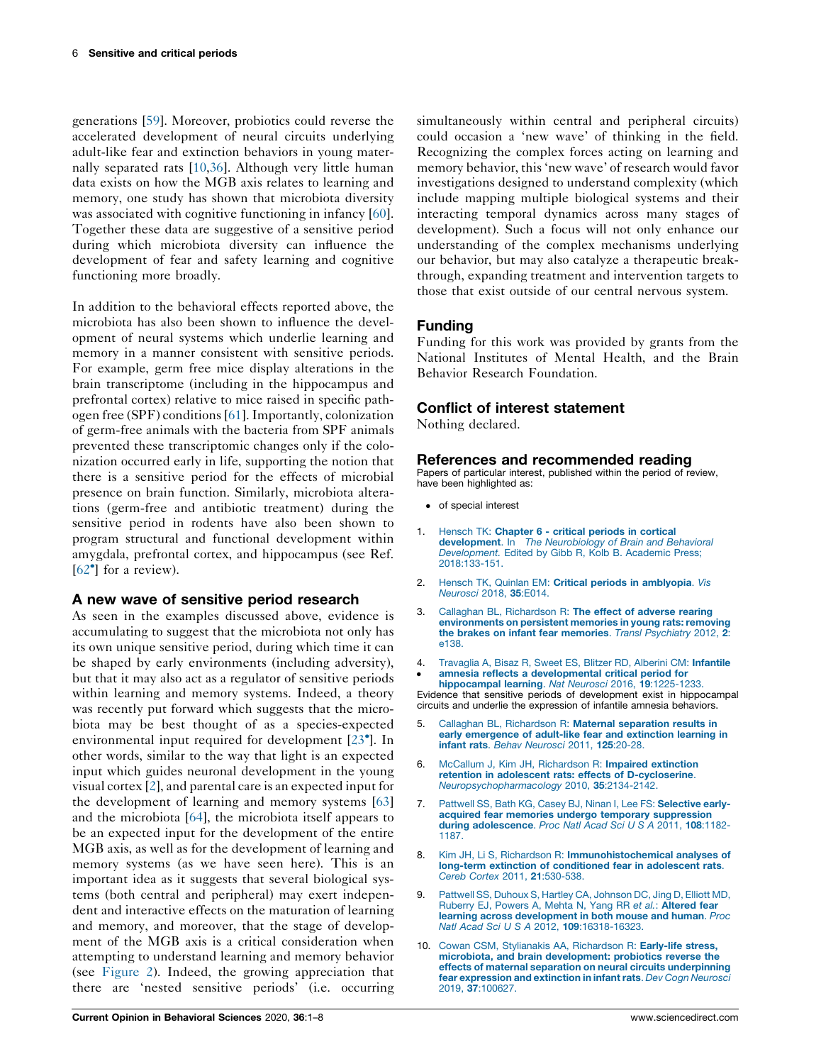generations [59]. Moreover, probiotics could reverse the accelerated development of neural circuits underlying adult-like fear and extinction behaviors in young maternally separated rats [10,36]. Although very little human data exists on how the MGB axis relates to learning and memory, one study has shown that microbiota diversity was associated with cognitive functioning in infancy [60]. Together these data are suggestive of a sensitive period during which microbiota diversity can influence the development of fear and safety learning and cognitive functioning more broadly.

In addition to the behavioral effects reported above, the microbiota has also been shown to influence the development of neural systems which underlie learning and memory in a manner consistent with sensitive periods. For example, germ free mice display alterations in the brain transcriptome (including in the hippocampus and prefrontal cortex) relative to mice raised in specific pathogen free (SPF) conditions [61]. Importantly, colonization of germ-free animals with the bacteria from SPF animals prevented these transcriptomic changes only if the colonization occurred early in life, supporting the notion that there is a sensitive period for the effects of microbial presence on brain function. Similarly, microbiota alterations (germ-free and antibiotic treatment) during the sensitive period in rodents have also been shown to program structural and functional development within amygdala, prefrontal cortex, and hippocampus (see Ref. [62•] for a review).

## A new wave of sensitive period research

As seen in the examples discussed above, evidence is accumulating to suggest that the microbiota not only has its own unique sensitive period, during which time it can be shaped by early environments (including adversity), but that it may also act as a regulator of sensitive periods within learning and memory systems. Indeed, a theory was recently put forward which suggests that the microbiota may be best thought of as a species-expected environmental input required for development [23•]. In other words, similar to the way that light is an expected input which guides neuronal development in the young visual cortex [2], and parental care is an expected input for the development of learning and memory systems [63] and the microbiota [64], the microbiota itself appears to be an expected input for the development of the entire MGB axis, as well as for the development of learning and memory systems (as we have seen here). This is an important idea as it suggests that several biological systems (both central and peripheral) may exert independent and interactive effects on the maturation of learning and memory, and moreover, that the stage of development of the MGB axis is a critical consideration when attempting to understand learning and memory behavior (see Figure 2). Indeed, the growing appreciation that there are 'nested sensitive periods' (i.e. occurring simultaneously within central and peripheral circuits) could occasion a 'new wave' of thinking in the field. Recognizing the complex forces acting on learning and memory behavior, this 'new wave' of research would favor investigations designed to understand complexity (which include mapping multiple biological systems and their interacting temporal dynamics across many stages of development). Such a focus will not only enhance our understanding of the complex mechanisms underlying our behavior, but may also catalyze a therapeutic breakthrough, expanding treatment and intervention targets to those that exist outside of our central nervous system.

## Funding

Funding for this work was provided by grants from the National Institutes of Mental Health, and the Brain Behavior Research Foundation.

## Conflict of interest statement

Nothing declared.

## References and recommended reading

Papers of particular interest, published within the period of review, have been highlighted as:

- of special interest

1. Hensch TK: **Chapter 6 - critical periods in cortical development**. In *The Neurobiology of Brain and Behavioral Development.* Edited by Gibb R, Kolb B. Academic Press; 2018:133-151.

2. Hensch TK, Quinlan EM: **Critical periods in amblyopia**. *Vis Neurosci* 2018, **35**:E014.

3. Callaghan BL, Richardson R: **The effect of adverse rearing environments on persistent memories in young rats: removing the brakes on infant fear memories**. *Transl Psychiatry* 2012, **2**: e138.

4. • Travaglia A, Bisaz R, Sweet ES, Blitzer RD, Alberini CM: **Infantile amnesia reflects a developmental critical period for hippocampal learning**. *Nat Neurosci* 2016, **19**:1225-1233.
Evidence that sensitive periods of development exist in hippocampal circuits and underlie the expression of infantile amnesia behaviors.

5. Callaghan BL, Richardson R: **Maternal separation results in early emergence of adult-like fear and extinction learning in infant rats**. *Behav Neurosci* 2011, **125**:20-28.

6. McCallum J, Kim JH, Richardson R: **Impaired extinction retention in adolescent rats: effects of D-cycloserine**. *Neuropsychopharmacology* 2010, **35**:2134-2142.

7. Pattwell SS, Bath KG, Casey BJ, Ninan I, Lee FS: **Selective early-acquired fear memories undergo temporary suppression during adolescence**. *Proc Natl Acad Sci U S A* 2011, **108**:1182-1187.

8. Kim JH, Li S, Richardson R: **Immunohistochemical analyses of long-term extinction of conditioned fear in adolescent rats**. *Cereb Cortex* 2011, **21**:530-538.

9. Pattwell SS, Duhoux S, Hartley CA, Johnson DC, Jing D, Elliott MD, Ruberry EJ, Powers A, Mehta N, Yang RR *et al.*: **Altered fear learning across development in both mouse and human**. *Proc Natl Acad Sci U S A* 2012, **109**:16318-16323.

10. Cowan CSM, Stylianakis AA, Richardson R: **Early-life stress, microbiota, and brain development: probiotics reverse the effects of maternal separation on neural circuits underpinning fear expression and extinction in infant rats**. *Dev Cogn Neurosci* 2019, **37**:100627.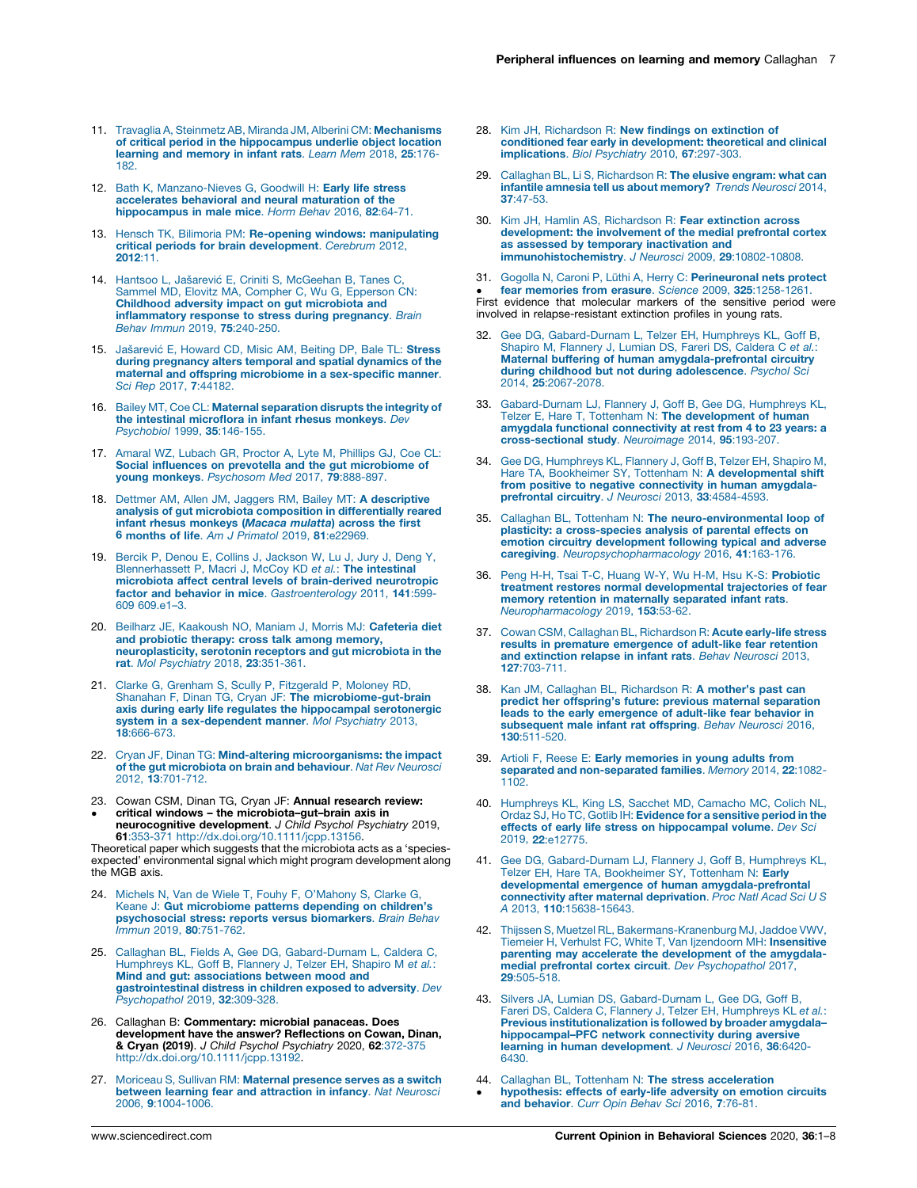11. Travaglia A, Steinmetz AB, Miranda JM, Alberini CM: **Mechanisms of critical period in the hippocampus underlie object location learning and memory in infant rats**. *Learn Mem* 2018, **25**:176-182.

12. Bath K, Manzano-Nieves G, Goodwill H: **Early life stress accelerates behavioral and neural maturation of the hippocampus in male mice**. *Horm Behav* 2016, **82**:64-71.

13. Hensch TK, Bilimoria PM: **Re-opening windows: manipulating critical periods for brain development**. *Cerebrum* 2012, **2012**:11.

14. Hantsoo L, Jašarević E, Criniti S, McGeehan B, Tanes C, Sammel MD, Elovitz MA, Compher C, Wu G, Epperson CN: **Childhood adversity impact on gut microbiota and inflammatory response to stress during pregnancy**. *Brain Behav Immun* 2019, **75**:240-250.

15. Jašarević E, Howard CD, Misic AM, Beiting DP, Bale TL: **Stress during pregnancy alters temporal and spatial dynamics of the maternal and offspring microbiome in a sex-specific manner**. *Sci Rep* 2017, **7**:44182.

16. Bailey MT, Coe CL: **Maternal separation disrupts the integrity of the intestinal microflora in infant rhesus monkeys**. *Dev Psychobiol* 1999, **35**:146-155.

17. Amaral WZ, Lubach GR, Proctor A, Lyte M, Phillips GJ, Coe CL: **Social influences on prevotella and the gut microbiome of young monkeys**. *Psychosom Med* 2017, **79**:888-897.

18. Dettmer AM, Allen JM, Jaggers RM, Bailey MT: **A descriptive analysis of gut microbiota composition in differentially reared infant rhesus monkeys (*Macaca mulatta*) across the first 6 months of life**. *Am J Primatol* 2019, **81**:e22969.

19. Bercik P, Denou E, Collins J, Jackson W, Lu J, Jury J, Deng Y, Blennerhassett P, Macri J, McCoy KD *et al.*: **The intestinal microbiota affect central levels of brain-derived neurotropic factor and behavior in mice**. *Gastroenterology* 2011, **141**:599-609 609.e1–3.

20. Beilharz JE, Kaakoush NO, Maniam J, Morris MJ: **Cafeteria diet and probiotic therapy: cross talk among memory, neuroplasticity, serotonin receptors and gut microbiota in the rat**. *Mol Psychiatry* 2018, **23**:351-361.

21. Clarke G, Grenham S, Scully P, Fitzgerald P, Moloney RD, Shanahan F, Dinan TG, Cryan JF: **The microbiome-gut-brain axis during early life regulates the hippocampal serotonergic system in a sex-dependent manner**. *Mol Psychiatry* 2013, **18**:666-673.

22. Cryan JF, Dinan TG: **Mind-altering microorganisms: the impact of the gut microbiota on brain and behaviour**. *Nat Rev Neurosci* 2012, **13**:701-712.

23. • Cowan CSM, Dinan TG, Cryan JF: **Annual research review: critical windows – the microbiota–gut–brain axis in neurocognitive development**. *J Child Psychol Psychiatry* 2019, **61**:353-371 http://dx.doi.org/10.1111/jcpp.13156.
Theoretical paper which suggests that the microbiota acts as a 'species-expected' environmental signal which might program development along the MGB axis.

24. Michels N, Van de Wiele T, Fouhy F, O'Mahony S, Clarke G, Keane J: **Gut microbiome patterns depending on children's psychosocial stress: reports versus biomarkers**. *Brain Behav Immun* 2019, **80**:751-762.

25. Callaghan BL, Fields A, Gee DG, Gabard-Durnam L, Caldera C, Humphreys KL, Goff B, Flannery J, Telzer EH, Shapiro M *et al.*: **Mind and gut: associations between mood and gastrointestinal distress in children exposed to adversity**. *Dev Psychopathol* 2019, **32**:309-328.

26. Callaghan B: **Commentary: microbial panaceas. Does development have the answer? Reflections on Cowan, Dinan, & Cryan (2019)**. *J Child Psychol Psychiatry* 2020, **62**:372-375 http://dx.doi.org/10.1111/jcpp.13192.

27. Moriceau S, Sullivan RM: **Maternal presence serves as a switch between learning fear and attraction in infancy**. *Nat Neurosci* 2006, **9**:1004-1006.

28. Kim JH, Richardson R: **New findings on extinction of conditioned fear early in development: theoretical and clinical implications**. *Biol Psychiatry* 2010, **67**:297-303.

29. Callaghan BL, Li S, Richardson R: **The elusive engram: what can infantile amnesia tell us about memory?** *Trends Neurosci* 2014, **37**:47-53.

30. Kim JH, Hamlin AS, Richardson R: **Fear extinction across development: the involvement of the medial prefrontal cortex as assessed by temporary inactivation and immunohistochemistry**. *J Neurosci* 2009, **29**:10802-10808.

31. • Gogolla N, Caroni P, Lüthi A, Herry C: **Perineuronal nets protect fear memories from erasure**. *Science* 2009, **325**:1258-1261.
First evidence that molecular markers of the sensitive period were involved in relapse-resistant extinction profiles in young rats.

32. Gee DG, Gabard-Durnam LJ, Telzer EH, Humphreys KL, Goff B, Shapiro M, Flannery J, Lumian DS, Fareri DS, Caldera C *et al.*: **Maternal buffering of human amygdala-prefrontal circuitry during childhood but not during adolescence**. *Psychol Sci* 2014, **25**:2067-2078.

33. Gabard-Durnam LJ, Flannery J, Goff B, Gee DG, Humphreys KL, Telzer E, Hare T, Tottenham N: **The development of human amygdala functional connectivity at rest from 4 to 23 years: a cross-sectional study**. *Neuroimage* 2014, **95**:193-207.

34. Gee DG, Humphreys KL, Flannery J, Goff B, Telzer EH, Shapiro M, Hare TA, Bookheimer SY, Tottenham N: **A developmental shift from positive to negative connectivity in human amygdala-prefrontal circuitry**. *J Neurosci* 2013, **33**:4584-4593.

35. Callaghan BL, Tottenham N: **The neuro-environmental loop of plasticity: a cross-species analysis of parental effects on emotion circuitry development following typical and adverse caregiving**. *Neuropsychopharmacology* 2016, **41**:163-176.

36. Peng H-H, Tsai T-C, Huang W-Y, Wu H-M, Hsu K-S: **Probiotic treatment restores normal developmental trajectories of fear memory retention in maternally separated infant rats**. *Neuropharmacology* 2019, **153**:53-62.

37. Cowan CSM, Callaghan BL, Richardson R: **Acute early-life stress results in premature emergence of adult-like fear retention and extinction relapse in infant rats**. *Behav Neurosci* 2013, **127**:703-711.

38. Kan JM, Callaghan BL, Richardson R: **A mother's past can predict her offspring's future: previous maternal separation leads to the early emergence of adult-like fear behavior in subsequent male infant rat offspring**. *Behav Neurosci* 2016, **130**:511-520.

39. Artioli F, Reese E: **Early memories in young adults from separated and non-separated families**. *Memory* 2014, **22**:1082-1102.

40. Humphreys KL, King LS, Sacchet MD, Camacho MC, Colich NL, Ordaz SJ, Ho TC, Gotlib IH: **Evidence for a sensitive period in the effects of early life stress on hippocampal volume**. *Dev Sci* 2019, **22**:e12775.

41. Gee DG, Gabard-Durnam LJ, Flannery J, Goff B, Humphreys KL, Telzer EH, Hare TA, Bookheimer SY, Tottenham N: **Early developmental emergence of human amygdala-prefrontal connectivity after maternal deprivation**. *Proc Natl Acad Sci U S A* 2013, **110**:15638-15643.

42. Thijssen S, Muetzel RL, Bakermans-Kranenburg MJ, Jaddoe VWV, Tiemeier H, Verhulst FC, White T, Van Ijzendoorn MH: **Insensitive parenting may accelerate the development of the amygdala-medial prefrontal cortex circuit**. *Dev Psychopathol* 2017, **29**:505-518.

43. Silvers JA, Lumian DS, Gabard-Durnam L, Gee DG, Goff B, Fareri DS, Caldera C, Flannery J, Telzer EH, Humphreys KL *et al.*: **Previous institutionalization is followed by broader amygdala–hippocampal–PFC network connectivity during aversive learning in human development**. *J Neurosci* 2016, **36**:6420-6430.

44. • Callaghan BL, Tottenham N: **The stress acceleration hypothesis: effects of early-life adversity on emotion circuits and behavior**. *Curr Opin Behav Sci* 2016, **7**:76-81.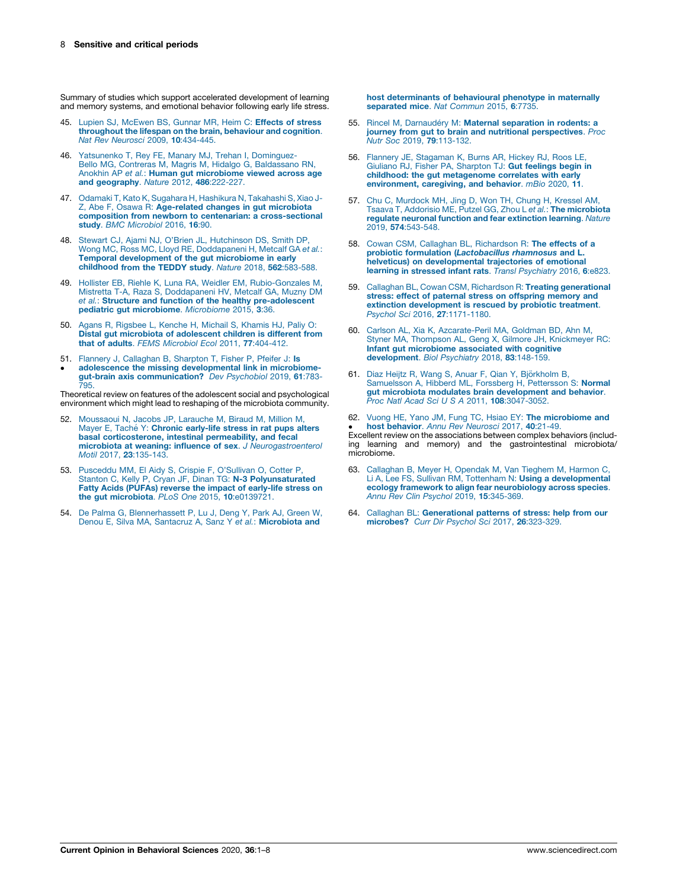Summary of studies which support accelerated development of learning and memory systems, and emotional behavior following early life stress.

45. Lupien SJ, McEwen BS, Gunnar MR, Heim C: **Effects of stress throughout the lifespan on the brain, behaviour and cognition**. *Nat Rev Neurosci* 2009, **10**:434-445.

46. Yatsunenko T, Rey FE, Manary MJ, Trehan I, Dominguez-Bello MG, Contreras M, Magris M, Hidalgo G, Baldassano RN, Anokhin AP *et al.*: **Human gut microbiome viewed across age and geography**. *Nature* 2012, **486**:222-227.

47. Odamaki T, Kato K, Sugahara H, Hashikura N, Takahashi S, Xiao J-Z, Abe F, Osawa R: **Age-related changes in gut microbiota composition from newborn to centenarian: a cross-sectional study**. *BMC Microbiol* 2016, **16**:90.

48. Stewart CJ, Ajami NJ, O'Brien JL, Hutchinson DS, Smith DP, Wong MC, Ross MC, Lloyd RE, Doddapaneni H, Metcalf GA *et al.*: **Temporal development of the gut microbiome in early childhood from the TEDDY study**. *Nature* 2018, **562**:583-588.

49. Hollister EB, Riehle K, Luna RA, Weidler EM, Rubio-Gonzales M, Mistretta T-A, Raza S, Doddapaneni HV, Metcalf GA, Muzny DM *et al.*: **Structure and function of the healthy pre-adolescent pediatric gut microbiome**. *Microbiome* 2015, **3**:36.

50. Agans R, Rigsbee L, Kenche H, Michail S, Khamis HJ, Paliy O: **Distal gut microbiota of adolescent children is different from that of adults**. *FEMS Microbiol Ecol* 2011, **77**:404-412.

51. • Flannery J, Callaghan B, Sharpton T, Fisher P, Pfeifer J: **Is adolescence the missing developmental link in microbiome-gut-brain axis communication?** *Dev Psychobiol* 2019, **61**:783-795.
Theoretical review on features of the adolescent social and psychological environment which might lead to reshaping of the microbiota community.

52. Moussaoui N, Jacobs JP, Larauche M, Biraud M, Million M, Mayer E, Taché Y: **Chronic early-life stress in rat pups alters basal corticosterone, intestinal permeability, and fecal microbiota at weaning: influence of sex**. *J Neurogastroenterol Motil* 2017, **23**:135-143.

53. Pusceddu MM, El Aidy S, Crispie F, O'Sullivan O, Cotter P, Stanton C, Kelly P, Cryan JF, Dinan TG: **N-3 Polyunsaturated Fatty Acids (PUFAs) reverse the impact of early-life stress on the gut microbiota**. *PLoS One* 2015, **10**:e0139721.

54. De Palma G, Blennerhassett P, Lu J, Deng Y, Park AJ, Green W, Denou E, Silva MA, Santacruz A, Sanz Y *et al.*: **Microbiota and host determinants of behavioural phenotype in maternally separated mice**. *Nat Commun* 2015, **6**:7735.

55. Rincel M, Darnaudéry M: **Maternal separation in rodents: a journey from gut to brain and nutritional perspectives**. *Proc Nutr Soc* 2019, **79**:113-132.

56. Flannery JE, Stagaman K, Burns AR, Hickey RJ, Roos LE, Giuliano RJ, Fisher PA, Sharpton TJ: **Gut feelings begin in childhood: the gut metagenome correlates with early environment, caregiving, and behavior**. *mBio* 2020, **11**.

57. Chu C, Murdock MH, Jing D, Won TH, Chung H, Kressel AM, Tsaava T, Addorisio ME, Putzel GG, Zhou L *et al.*: **The microbiota regulate neuronal function and fear extinction learning**. *Nature* 2019, **574**:543-548.

58. Cowan CSM, Callaghan BL, Richardson R: **The effects of a probiotic formulation (*Lactobacillus rhamnosus* and L. helveticus) on developmental trajectories of emotional learning in stressed infant rats**. *Transl Psychiatry* 2016, **6**:e823.

59. Callaghan BL, Cowan CSM, Richardson R: **Treating generational stress: effect of paternal stress on offspring memory and extinction development is rescued by probiotic treatment**. *Psychol Sci* 2016, **27**:1171-1180.

60. Carlson AL, Xia K, Azcarate-Peril MA, Goldman BD, Ahn M, Styner MA, Thompson AL, Geng X, Gilmore JH, Knickmeyer RC: **Infant gut microbiome associated with cognitive development**. *Biol Psychiatry* 2018, **83**:148-159.

61. Diaz Heijtz R, Wang S, Anuar F, Qian Y, Björkholm B, Samuelsson A, Hibberd ML, Forssberg H, Pettersson S: **Normal gut microbiota modulates brain development and behavior**. *Proc Natl Acad Sci U S A* 2011, **108**:3047-3052.

62. • Vuong HE, Yano JM, Fung TC, Hsiao EY: **The microbiome and host behavior**. *Annu Rev Neurosci* 2017, **40**:21-49.
Excellent review on the associations between complex behaviors (including learning and memory) and the gastrointestinal microbiota/microbiome.

63. Callaghan B, Meyer H, Opendak M, Van Tieghem M, Harmon C, Li A, Lee FS, Sullivan RM, Tottenham N: **Using a developmental ecology framework to align fear neurobiology across species**. *Annu Rev Clin Psychol* 2019, **15**:345-369.

64. Callaghan BL: **Generational patterns of stress: help from our microbes?** *Curr Dir Psychol Sci* 2017, **26**:323-329.